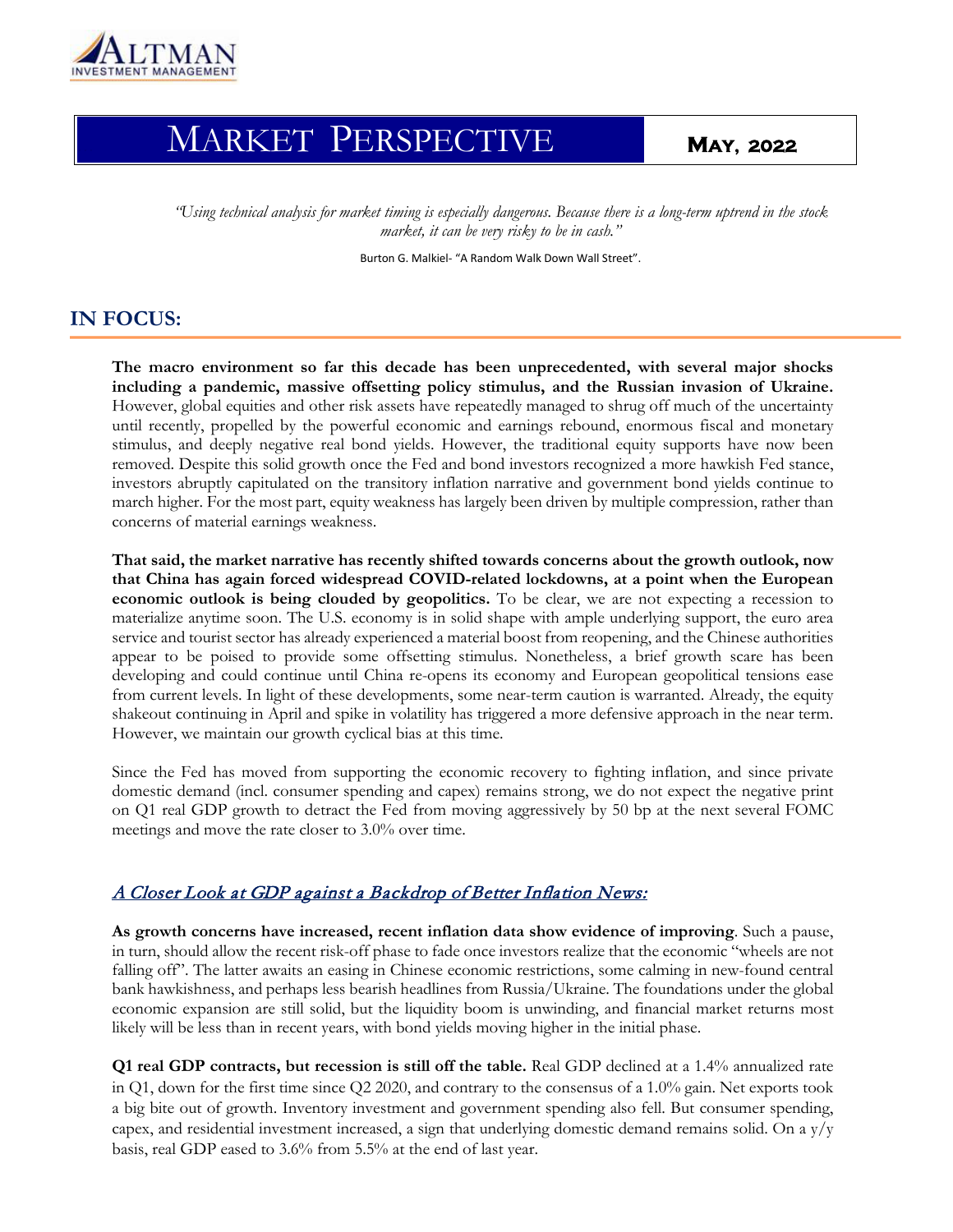ALTMAN
INVESTMENT MANAGEMENT

# MARKET PERSPECTIVE

**MAY, 2022**

*"Using technical analysis for market timing is especially dangerous. Because there is a long-term uptrend in the stock market, it can be very risky to be in cash."*

Burton G. Malkiel- "A Random Walk Down Wall Street".

## IN FOCUS:

**The macro environment so far this decade has been unprecedented, with several major shocks including a pandemic, massive offsetting policy stimulus, and the Russian invasion of Ukraine.** However, global equities and other risk assets have repeatedly managed to shrug off much of the uncertainty until recently, propelled by the powerful economic and earnings rebound, enormous fiscal and monetary stimulus, and deeply negative real bond yields. However, the traditional equity supports have now been removed. Despite this solid growth once the Fed and bond investors recognized a more hawkish Fed stance, investors abruptly capitulated on the transitory inflation narrative and government bond yields continue to march higher. For the most part, equity weakness has largely been driven by multiple compression, rather than concerns of material earnings weakness.

**That said, the market narrative has recently shifted towards concerns about the growth outlook, now that China has again forced widespread COVID-related lockdowns, at a point when the European economic outlook is being clouded by geopolitics.** To be clear, we are not expecting a recession to materialize anytime soon. The U.S. economy is in solid shape with ample underlying support, the euro area service and tourist sector has already experienced a material boost from reopening, and the Chinese authorities appear to be poised to provide some offsetting stimulus. Nonetheless, a brief growth scare has been developing and could continue until China re-opens its economy and European geopolitical tensions ease from current levels. In light of these developments, some near-term caution is warranted. Already, the equity shakeout continuing in April and spike in volatility has triggered a more defensive approach in the near term. However, we maintain our growth cyclical bias at this time.

Since the Fed has moved from supporting the economic recovery to fighting inflation, and since private domestic demand (incl. consumer spending and capex) remains strong, we do not expect the negative print on Q1 real GDP growth to detract the Fed from moving aggressively by 50 bp at the next several FOMC meetings and move the rate closer to 3.0% over time.

### *A Closer Look at GDP against a Backdrop of Better Inflation News:*

**As growth concerns have increased, recent inflation data show evidence of improving**. Such a pause, in turn, should allow the recent risk-off phase to fade once investors realize that the economic "wheels are not falling off". The latter awaits an easing in Chinese economic restrictions, some calming in new-found central bank hawkishness, and perhaps less bearish headlines from Russia/Ukraine. The foundations under the global economic expansion are still solid, but the liquidity boom is unwinding, and financial market returns most likely will be less than in recent years, with bond yields moving higher in the initial phase.

**Q1 real GDP contracts, but recession is still off the table.** Real GDP declined at a 1.4% annualized rate in Q1, down for the first time since Q2 2020, and contrary to the consensus of a 1.0% gain. Net exports took a big bite out of growth. Inventory investment and government spending also fell. But consumer spending, capex, and residential investment increased, a sign that underlying domestic demand remains solid. On a y/y basis, real GDP eased to 3.6% from 5.5% at the end of last year.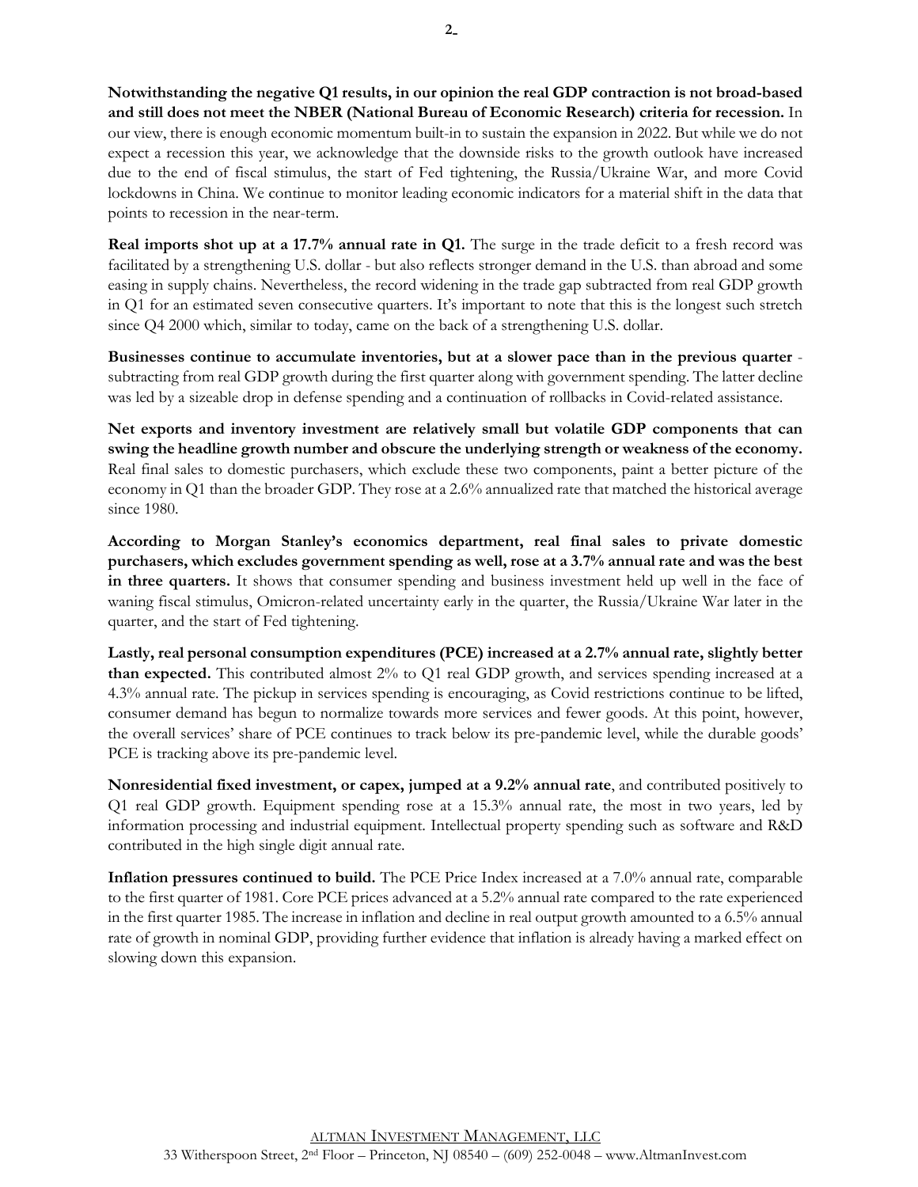**Notwithstanding the negative Q1 results, in our opinion the real GDP contraction is not broad-based and still does not meet the NBER (National Bureau of Economic Research) criteria for recession.** In our view, there is enough economic momentum built-in to sustain the expansion in 2022. But while we do not expect a recession this year, we acknowledge that the downside risks to the growth outlook have increased due to the end of fiscal stimulus, the start of Fed tightening, the Russia/Ukraine War, and more Covid lockdowns in China. We continue to monitor leading economic indicators for a material shift in the data that points to recession in the near-term.

**Real imports shot up at a 17.7% annual rate in Q1.** The surge in the trade deficit to a fresh record was facilitated by a strengthening U.S. dollar - but also reflects stronger demand in the U.S. than abroad and some easing in supply chains. Nevertheless, the record widening in the trade gap subtracted from real GDP growth in Q1 for an estimated seven consecutive quarters. It's important to note that this is the longest such stretch since Q4 2000 which, similar to today, came on the back of a strengthening U.S. dollar.

**Businesses continue to accumulate inventories, but at a slower pace than in the previous quarter** - subtracting from real GDP growth during the first quarter along with government spending. The latter decline was led by a sizeable drop in defense spending and a continuation of rollbacks in Covid-related assistance.

**Net exports and inventory investment are relatively small but volatile GDP components that can swing the headline growth number and obscure the underlying strength or weakness of the economy.** Real final sales to domestic purchasers, which exclude these two components, paint a better picture of the economy in Q1 than the broader GDP. They rose at a 2.6% annualized rate that matched the historical average since 1980.

**According to Morgan Stanley's economics department, real final sales to private domestic purchasers, which excludes government spending as well, rose at a 3.7% annual rate and was the best in three quarters.** It shows that consumer spending and business investment held up well in the face of waning fiscal stimulus, Omicron-related uncertainty early in the quarter, the Russia/Ukraine War later in the quarter, and the start of Fed tightening.

**Lastly, real personal consumption expenditures (PCE) increased at a 2.7% annual rate, slightly better than expected.** This contributed almost 2% to Q1 real GDP growth, and services spending increased at a 4.3% annual rate. The pickup in services spending is encouraging, as Covid restrictions continue to be lifted, consumer demand has begun to normalize towards more services and fewer goods. At this point, however, the overall services' share of PCE continues to track below its pre-pandemic level, while the durable goods' PCE is tracking above its pre-pandemic level.

**Nonresidential fixed investment, or capex, jumped at a 9.2% annual rate**, and contributed positively to Q1 real GDP growth. Equipment spending rose at a 15.3% annual rate, the most in two years, led by information processing and industrial equipment. Intellectual property spending such as software and R&D contributed in the high single digit annual rate.

**Inflation pressures continued to build.** The PCE Price Index increased at a 7.0% annual rate, comparable to the first quarter of 1981. Core PCE prices advanced at a 5.2% annual rate compared to the rate experienced in the first quarter 1985. The increase in inflation and decline in real output growth amounted to a 6.5% annual rate of growth in nominal GDP, providing further evidence that inflation is already having a marked effect on slowing down this expansion.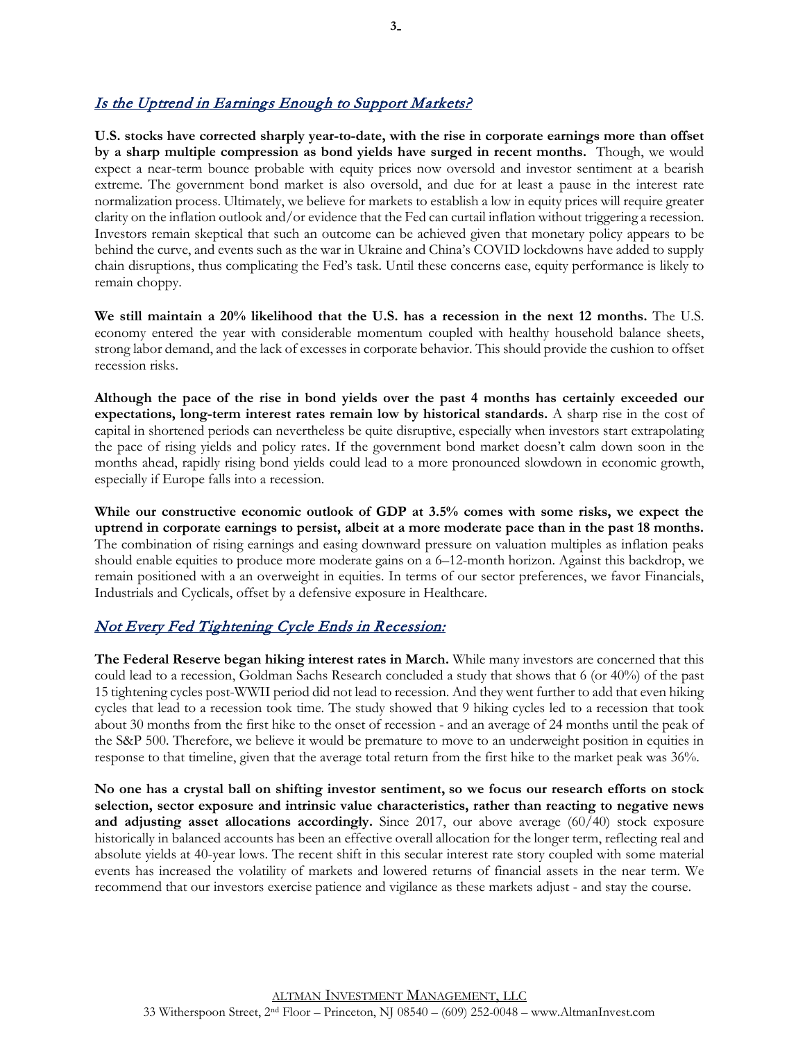## *Is the Uptrend in Earnings Enough to Support Markets?*

**U.S. stocks have corrected sharply year-to-date, with the rise in corporate earnings more than offset by a sharp multiple compression as bond yields have surged in recent months.** Though, we would expect a near-term bounce probable with equity prices now oversold and investor sentiment at a bearish extreme. The government bond market is also oversold, and due for at least a pause in the interest rate normalization process. Ultimately, we believe for markets to establish a low in equity prices will require greater clarity on the inflation outlook and/or evidence that the Fed can curtail inflation without triggering a recession. Investors remain skeptical that such an outcome can be achieved given that monetary policy appears to be behind the curve, and events such as the war in Ukraine and China's COVID lockdowns have added to supply chain disruptions, thus complicating the Fed's task. Until these concerns ease, equity performance is likely to remain choppy.

**We still maintain a 20% likelihood that the U.S. has a recession in the next 12 months.** The U.S. economy entered the year with considerable momentum coupled with healthy household balance sheets, strong labor demand, and the lack of excesses in corporate behavior. This should provide the cushion to offset recession risks.

**Although the pace of the rise in bond yields over the past 4 months has certainly exceeded our expectations, long-term interest rates remain low by historical standards.** A sharp rise in the cost of capital in shortened periods can nevertheless be quite disruptive, especially when investors start extrapolating the pace of rising yields and policy rates. If the government bond market doesn't calm down soon in the months ahead, rapidly rising bond yields could lead to a more pronounced slowdown in economic growth, especially if Europe falls into a recession.

**While our constructive economic outlook of GDP at 3.5% comes with some risks, we expect the uptrend in corporate earnings to persist, albeit at a more moderate pace than in the past 18 months.** The combination of rising earnings and easing downward pressure on valuation multiples as inflation peaks should enable equities to produce more moderate gains on a 6–12-month horizon. Against this backdrop, we remain positioned with a an overweight in equities. In terms of our sector preferences, we favor Financials, Industrials and Cyclicals, offset by a defensive exposure in Healthcare.

## *Not Every Fed Tightening Cycle Ends in Recession:*

**The Federal Reserve began hiking interest rates in March.** While many investors are concerned that this could lead to a recession, Goldman Sachs Research concluded a study that shows that 6 (or 40%) of the past 15 tightening cycles post-WWII period did not lead to recession. And they went further to add that even hiking cycles that lead to a recession took time. The study showed that 9 hiking cycles led to a recession that took about 30 months from the first hike to the onset of recession - and an average of 24 months until the peak of the S&P 500. Therefore, we believe it would be premature to move to an underweight position in equities in response to that timeline, given that the average total return from the first hike to the market peak was 36%.

**No one has a crystal ball on shifting investor sentiment, so we focus our research efforts on stock selection, sector exposure and intrinsic value characteristics, rather than reacting to negative news and adjusting asset allocations accordingly.** Since 2017, our above average (60/40) stock exposure historically in balanced accounts has been an effective overall allocation for the longer term, reflecting real and absolute yields at 40-year lows. The recent shift in this secular interest rate story coupled with some material events has increased the volatility of markets and lowered returns of financial assets in the near term. We recommend that our investors exercise patience and vigilance as these markets adjust - and stay the course.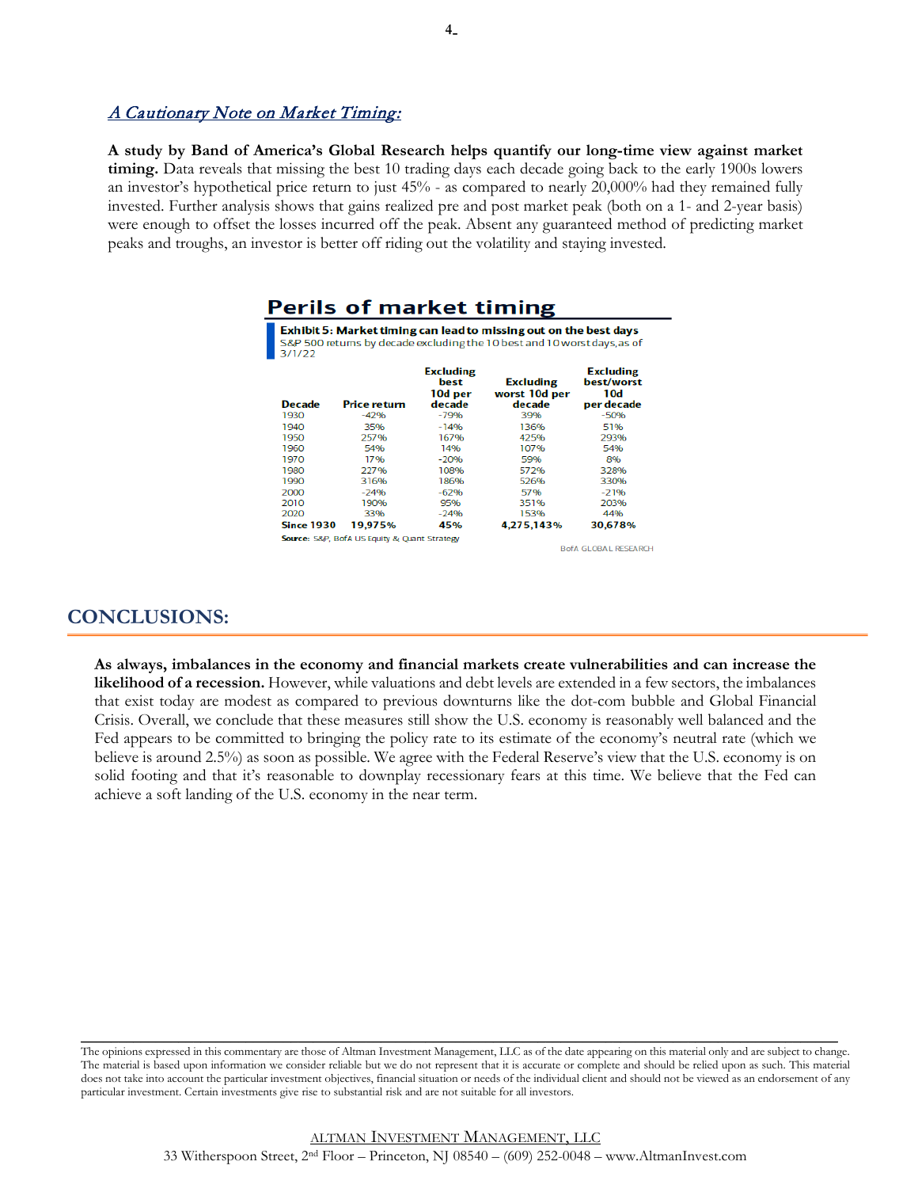*A Cautionary Note on Market Timing:*

**A study by Band of America's Global Research helps quantify our long-time view against market timing.** Data reveals that missing the best 10 trading days each decade going back to the early 1900s lowers an investor's hypothetical price return to just 45% - as compared to nearly 20,000% had they remained fully invested. Further analysis shows that gains realized pre and post market peak (both on a 1- and 2-year basis) were enough to offset the losses incurred off the peak. Absent any guaranteed method of predicting market peaks and troughs, an investor is better off riding out the volatility and staying invested.

**Perils of market timing**

**Exhibit 5: Market timing can lead to missing out on the best days**
S&P 500 returns by decade excluding the 10 best and 10 worst days, as of 3/1/22

| Decade | Price return | Excluding best 10d per decade | Excluding worst 10d per decade | Excluding best/worst 10d per decade |
|---|---|---|---|---|
| 1930 | -42% | -79% | 39% | -50% |
| 1940 | 35% | -14% | 136% | 51% |
| 1950 | 257% | 167% | 425% | 293% |
| 1960 | 54% | 14% | 107% | 54% |
| 1970 | 17% | -20% | 59% | 8% |
| 1980 | 227% | 108% | 572% | 328% |
| 1990 | 316% | 186% | 526% | 330% |
| 2000 | -24% | -62% | 57% | -21% |
| 2010 | 190% | 95% | 351% | 203% |
| 2020 | 33% | -24% | 153% | 44% |
| **Since 1930** | **19,975%** | **45%** | **4,275,143%** | **30,678%** |

**Source:** S&P, BofA US Equity & Quant Strategy

BofA GLOBAL RESEARCH

## CONCLUSIONS:

**As always, imbalances in the economy and financial markets create vulnerabilities and can increase the likelihood of a recession.** However, while valuations and debt levels are extended in a few sectors, the imbalances that exist today are modest as compared to previous downturns like the dot-com bubble and Global Financial Crisis. Overall, we conclude that these measures still show the U.S. economy is reasonably well balanced and the Fed appears to be committed to bringing the policy rate to its estimate of the economy's neutral rate (which we believe is around 2.5%) as soon as possible. We agree with the Federal Reserve's view that the U.S. economy is on solid footing and that it's reasonable to downplay recessionary fears at this time. We believe that the Fed can achieve a soft landing of the U.S. economy in the near term.

The opinions expressed in this commentary are those of Altman Investment Management, LLC as of the date appearing on this material only and are subject to change. The material is based upon information we consider reliable but we do not represent that it is accurate or complete and should be relied upon as such. This material does not take into account the particular investment objectives, financial situation or needs of the individual client and should not be viewed as an endorsement of any particular investment. Certain investments give rise to substantial risk and are not suitable for all investors.

ALTMAN INVESTMENT MANAGEMENT, LLC
33 Witherspoon Street, 2nd Floor – Princeton, NJ 08540 – (609) 252-0048 – www.AltmanInvest.com